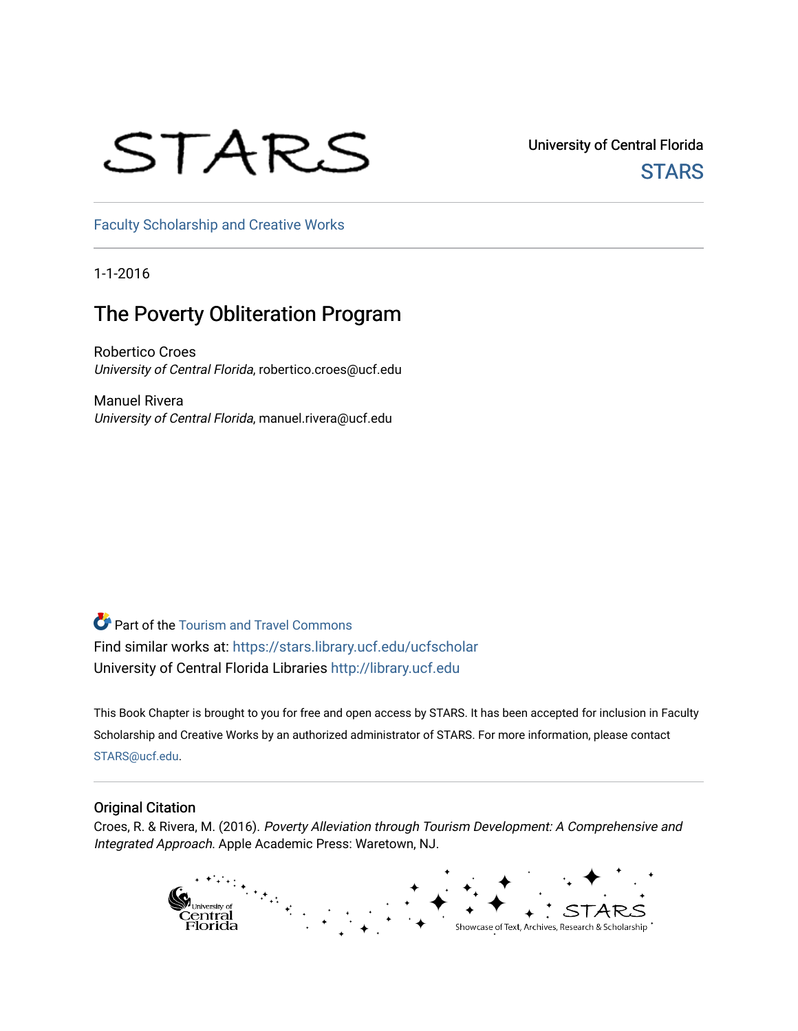STARS

University of Central Florida
STARS

Faculty Scholarship and Creative Works

1-1-2016

# The Poverty Obliteration Program

Robertico Croes
*University of Central Florida*, robertico.croes@ucf.edu

Manuel Rivera
*University of Central Florida*, manuel.rivera@ucf.edu

Part of the Tourism and Travel Commons
Find similar works at: https://stars.library.ucf.edu/ucfscholar
University of Central Florida Libraries http://library.ucf.edu

This Book Chapter is brought to you for free and open access by STARS. It has been accepted for inclusion in Faculty Scholarship and Creative Works by an authorized administrator of STARS. For more information, please contact STARS@ucf.edu.

## Original Citation

Croes, R. & Rivera, M. (2016). *Poverty Alleviation through Tourism Development: A Comprehensive and Integrated Approach*. Apple Academic Press: Waretown, NJ.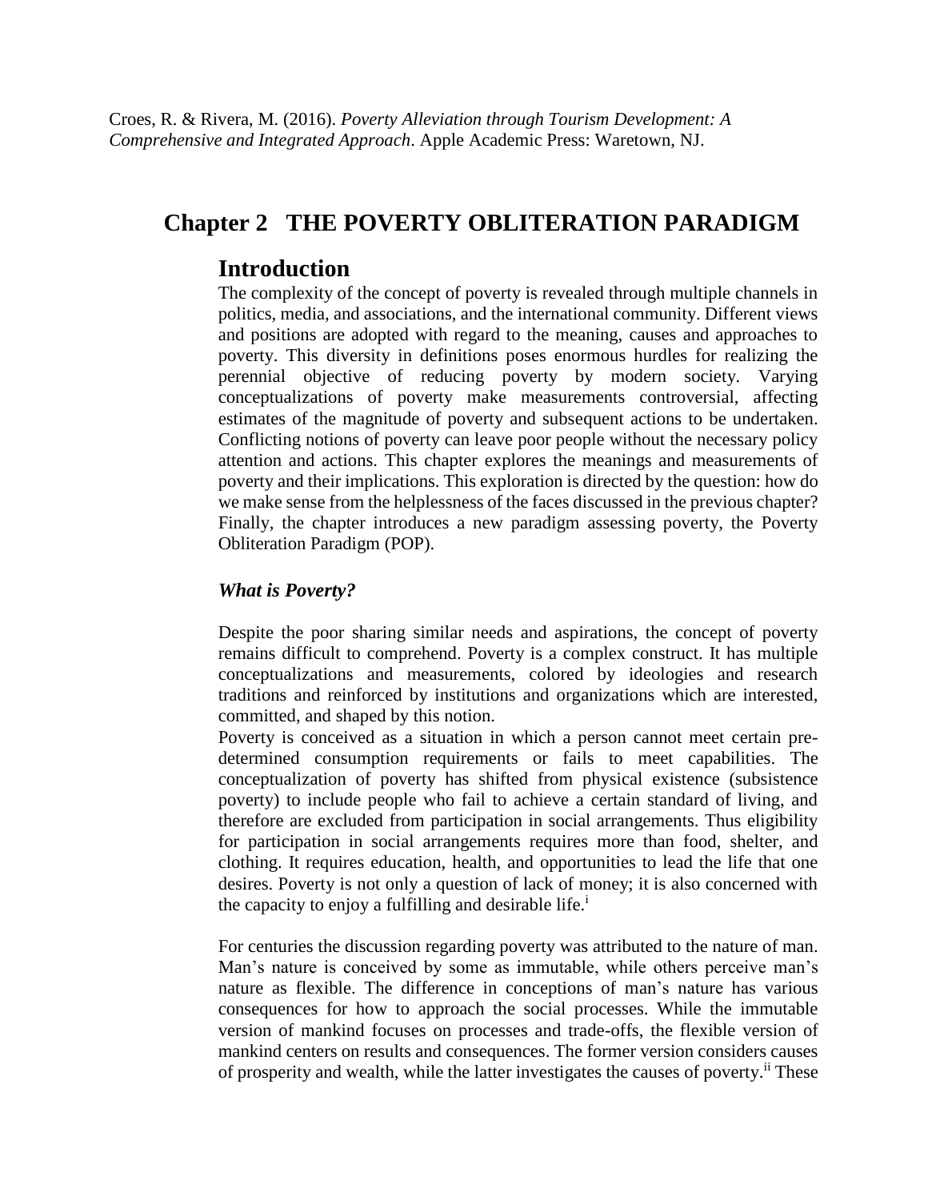Croes, R. & Rivera, M. (2016). *Poverty Alleviation through Tourism Development: A Comprehensive and Integrated Approach*. Apple Academic Press: Waretown, NJ.

# Chapter 2 THE POVERTY OBLITERATION PARADIGM

## Introduction

The complexity of the concept of poverty is revealed through multiple channels in politics, media, and associations, and the international community. Different views and positions are adopted with regard to the meaning, causes and approaches to poverty. This diversity in definitions poses enormous hurdles for realizing the perennial objective of reducing poverty by modern society. Varying conceptualizations of poverty make measurements controversial, affecting estimates of the magnitude of poverty and subsequent actions to be undertaken. Conflicting notions of poverty can leave poor people without the necessary policy attention and actions. This chapter explores the meanings and measurements of poverty and their implications. This exploration is directed by the question: how do we make sense from the helplessness of the faces discussed in the previous chapter? Finally, the chapter introduces a new paradigm assessing poverty, the Poverty Obliteration Paradigm (POP).

### *What is Poverty?*

Despite the poor sharing similar needs and aspirations, the concept of poverty remains difficult to comprehend. Poverty is a complex construct. It has multiple conceptualizations and measurements, colored by ideologies and research traditions and reinforced by institutions and organizations which are interested, committed, and shaped by this notion.

Poverty is conceived as a situation in which a person cannot meet certain pre-determined consumption requirements or fails to meet capabilities. The conceptualization of poverty has shifted from physical existence (subsistence poverty) to include people who fail to achieve a certain standard of living, and therefore are excluded from participation in social arrangements. Thus eligibility for participation in social arrangements requires more than food, shelter, and clothing. It requires education, health, and opportunities to lead the life that one desires. Poverty is not only a question of lack of money; it is also concerned with the capacity to enjoy a fulfilling and desirable life.[i]

For centuries the discussion regarding poverty was attributed to the nature of man. Man's nature is conceived by some as immutable, while others perceive man's nature as flexible. The difference in conceptions of man's nature has various consequences for how to approach the social processes. While the immutable version of mankind focuses on processes and trade-offs, the flexible version of mankind centers on results and consequences. The former version considers causes of prosperity and wealth, while the latter investigates the causes of poverty.[ii] These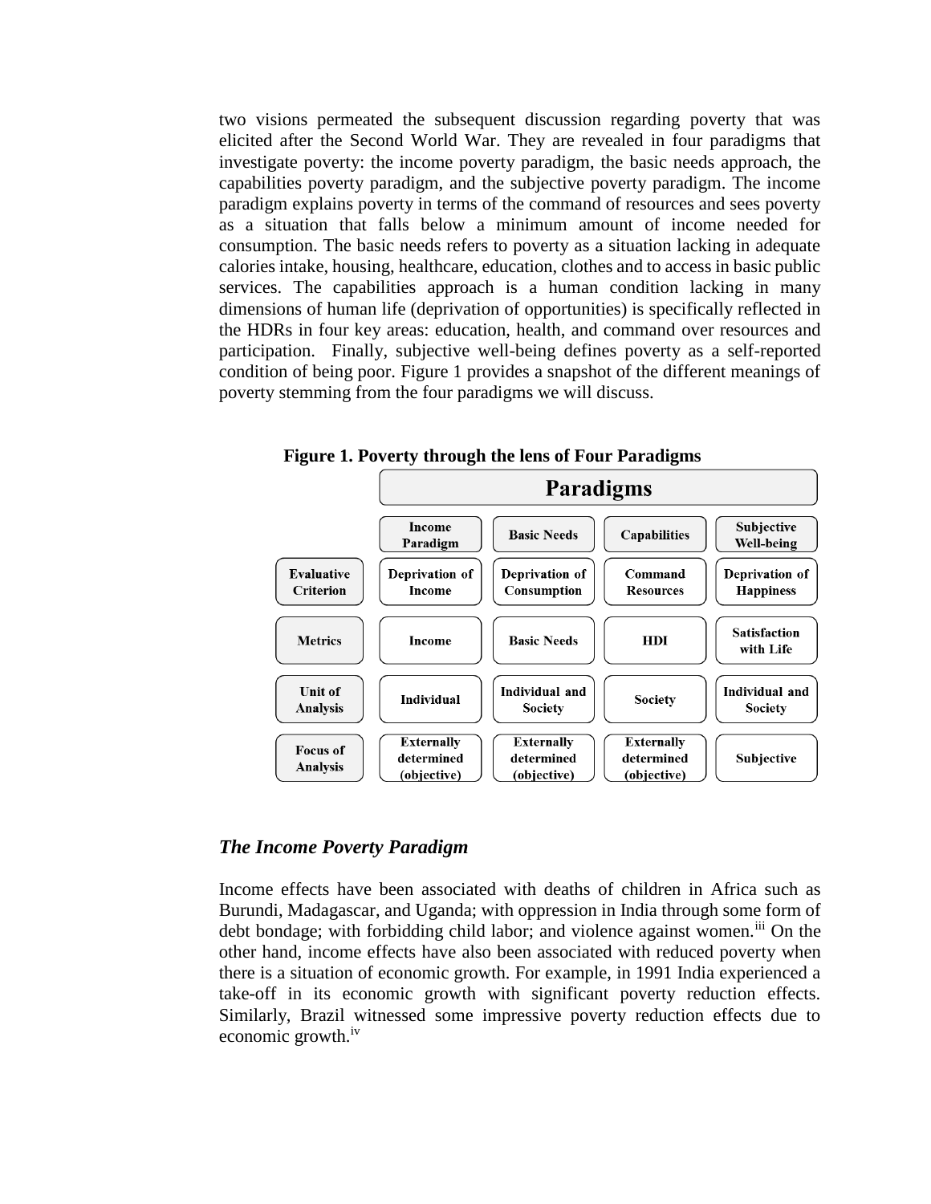two visions permeated the subsequent discussion regarding poverty that was elicited after the Second World War. They are revealed in four paradigms that investigate poverty: the income poverty paradigm, the basic needs approach, the capabilities poverty paradigm, and the subjective poverty paradigm. The income paradigm explains poverty in terms of the command of resources and sees poverty as a situation that falls below a minimum amount of income needed for consumption. The basic needs refers to poverty as a situation lacking in adequate calories intake, housing, healthcare, education, clothes and to access in basic public services. The capabilities approach is a human condition lacking in many dimensions of human life (deprivation of opportunities) is specifically reflected in the HDRs in four key areas: education, health, and command over resources and participation. Finally, subjective well-being defines poverty as a self-reported condition of being poor. Figure 1 provides a snapshot of the different meanings of poverty stemming from the four paradigms we will discuss.

**Figure 1. Poverty through the lens of Four Paradigms**

| | Paradigms | | | |
|---|---|---|---|---|
| | Income Paradigm | Basic Needs | Capabilities | Subjective Well-being |
| Evaluative Criterion | Deprivation of Income | Deprivation of Consumption | Command Resources | Deprivation of Happiness |
| Metrics | Income | Basic Needs | HDI | Satisfaction with Life |
| Unit of Analysis | Individual | Individual and Society | Society | Individual and Society |
| Focus of Analysis | Externally determined (objective) | Externally determined (objective) | Externally determined (objective) | Subjective |

### *The Income Poverty Paradigm*

Income effects have been associated with deaths of children in Africa such as Burundi, Madagascar, and Uganda; with oppression in India through some form of debt bondage; with forbidding child labor; and violence against women.[iii] On the other hand, income effects have also been associated with reduced poverty when there is a situation of economic growth. For example, in 1991 India experienced a take-off in its economic growth with significant poverty reduction effects. Similarly, Brazil witnessed some impressive poverty reduction effects due to economic growth.[iv]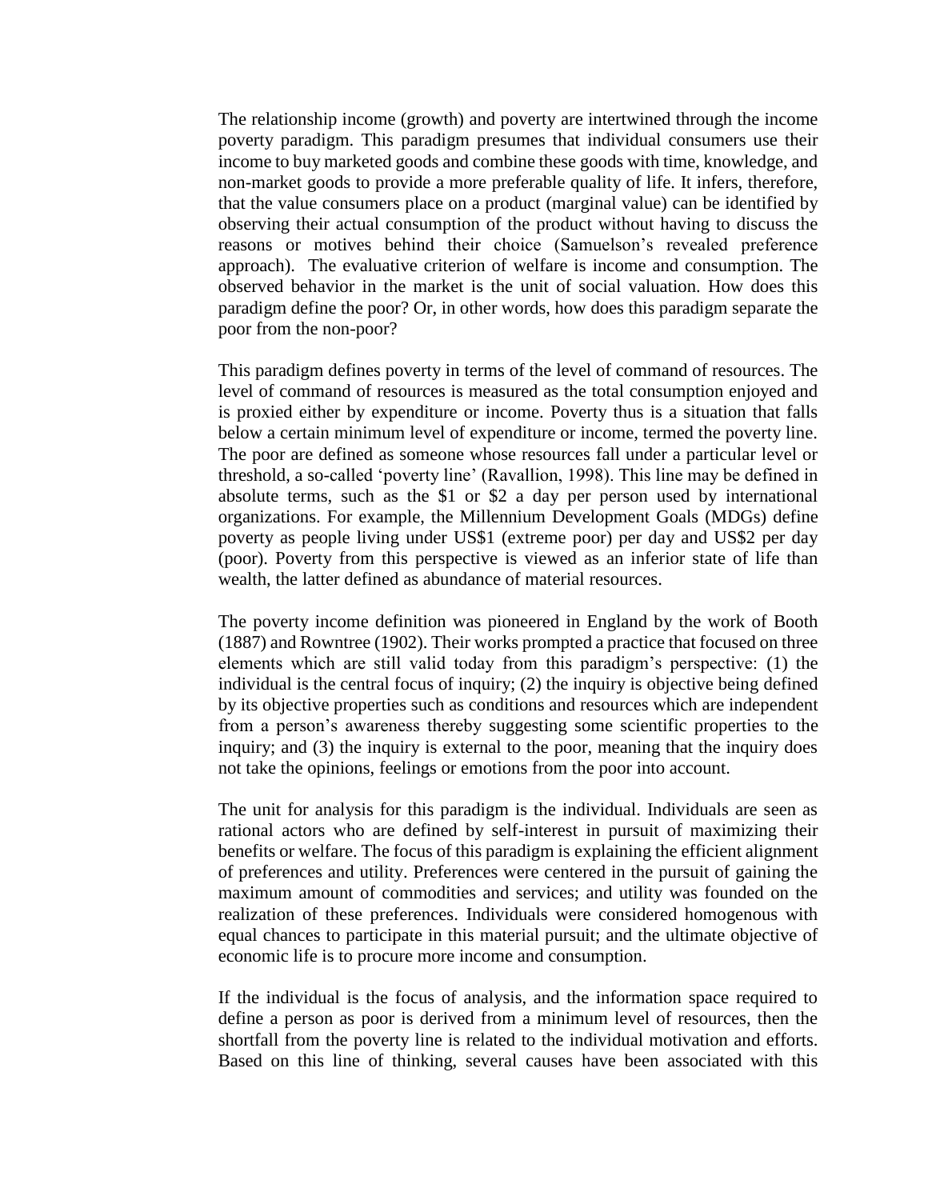The relationship income (growth) and poverty are intertwined through the income poverty paradigm. This paradigm presumes that individual consumers use their income to buy marketed goods and combine these goods with time, knowledge, and non-market goods to provide a more preferable quality of life. It infers, therefore, that the value consumers place on a product (marginal value) can be identified by observing their actual consumption of the product without having to discuss the reasons or motives behind their choice (Samuelson's revealed preference approach). The evaluative criterion of welfare is income and consumption. The observed behavior in the market is the unit of social valuation. How does this paradigm define the poor? Or, in other words, how does this paradigm separate the poor from the non-poor?

This paradigm defines poverty in terms of the level of command of resources. The level of command of resources is measured as the total consumption enjoyed and is proxied either by expenditure or income. Poverty thus is a situation that falls below a certain minimum level of expenditure or income, termed the poverty line. The poor are defined as someone whose resources fall under a particular level or threshold, a so-called 'poverty line' (Ravallion, 1998). This line may be defined in absolute terms, such as the $1 or $2 a day per person used by international organizations. For example, the Millennium Development Goals (MDGs) define poverty as people living under US$1 (extreme poor) per day and US$2 per day (poor). Poverty from this perspective is viewed as an inferior state of life than wealth, the latter defined as abundance of material resources.

The poverty income definition was pioneered in England by the work of Booth (1887) and Rowntree (1902). Their works prompted a practice that focused on three elements which are still valid today from this paradigm's perspective: (1) the individual is the central focus of inquiry; (2) the inquiry is objective being defined by its objective properties such as conditions and resources which are independent from a person's awareness thereby suggesting some scientific properties to the inquiry; and (3) the inquiry is external to the poor, meaning that the inquiry does not take the opinions, feelings or emotions from the poor into account.

The unit for analysis for this paradigm is the individual. Individuals are seen as rational actors who are defined by self-interest in pursuit of maximizing their benefits or welfare. The focus of this paradigm is explaining the efficient alignment of preferences and utility. Preferences were centered in the pursuit of gaining the maximum amount of commodities and services; and utility was founded on the realization of these preferences. Individuals were considered homogenous with equal chances to participate in this material pursuit; and the ultimate objective of economic life is to procure more income and consumption.

If the individual is the focus of analysis, and the information space required to define a person as poor is derived from a minimum level of resources, then the shortfall from the poverty line is related to the individual motivation and efforts. Based on this line of thinking, several causes have been associated with this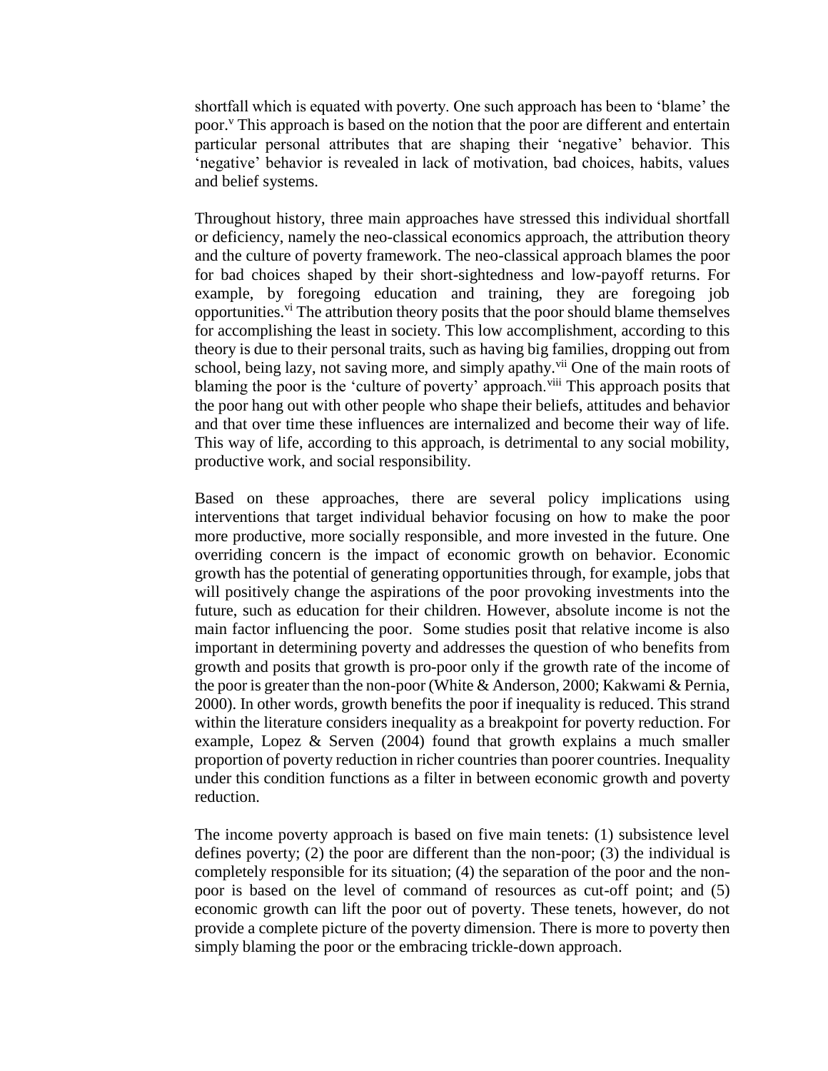shortfall which is equated with poverty. One such approach has been to 'blame' the poor.[v] This approach is based on the notion that the poor are different and entertain particular personal attributes that are shaping their 'negative' behavior. This 'negative' behavior is revealed in lack of motivation, bad choices, habits, values and belief systems.

Throughout history, three main approaches have stressed this individual shortfall or deficiency, namely the neo-classical economics approach, the attribution theory and the culture of poverty framework. The neo-classical approach blames the poor for bad choices shaped by their short-sightedness and low-payoff returns. For example, by foregoing education and training, they are foregoing job opportunities.[vi] The attribution theory posits that the poor should blame themselves for accomplishing the least in society. This low accomplishment, according to this theory is due to their personal traits, such as having big families, dropping out from school, being lazy, not saving more, and simply apathy.[vii] One of the main roots of blaming the poor is the 'culture of poverty' approach.[viii] This approach posits that the poor hang out with other people who shape their beliefs, attitudes and behavior and that over time these influences are internalized and become their way of life. This way of life, according to this approach, is detrimental to any social mobility, productive work, and social responsibility.

Based on these approaches, there are several policy implications using interventions that target individual behavior focusing on how to make the poor more productive, more socially responsible, and more invested in the future. One overriding concern is the impact of economic growth on behavior. Economic growth has the potential of generating opportunities through, for example, jobs that will positively change the aspirations of the poor provoking investments into the future, such as education for their children. However, absolute income is not the main factor influencing the poor. Some studies posit that relative income is also important in determining poverty and addresses the question of who benefits from growth and posits that growth is pro-poor only if the growth rate of the income of the poor is greater than the non-poor (White & Anderson, 2000; Kakwami & Pernia, 2000). In other words, growth benefits the poor if inequality is reduced. This strand within the literature considers inequality as a breakpoint for poverty reduction. For example, Lopez & Serven (2004) found that growth explains a much smaller proportion of poverty reduction in richer countries than poorer countries. Inequality under this condition functions as a filter in between economic growth and poverty reduction.

The income poverty approach is based on five main tenets: (1) subsistence level defines poverty; (2) the poor are different than the non-poor; (3) the individual is completely responsible for its situation; (4) the separation of the poor and the non-poor is based on the level of command of resources as cut-off point; and (5) economic growth can lift the poor out of poverty. These tenets, however, do not provide a complete picture of the poverty dimension. There is more to poverty then simply blaming the poor or the embracing trickle-down approach.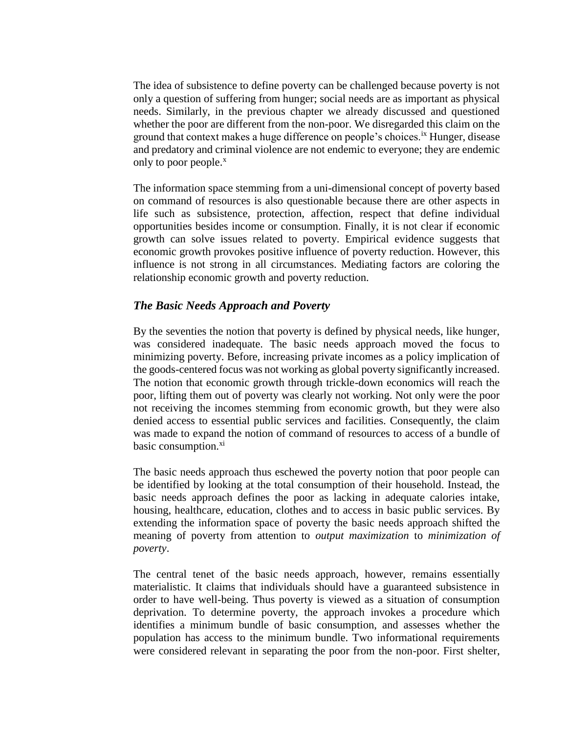The idea of subsistence to define poverty can be challenged because poverty is not only a question of suffering from hunger; social needs are as important as physical needs. Similarly, in the previous chapter we already discussed and questioned whether the poor are different from the non-poor. We disregarded this claim on the ground that context makes a huge difference on people's choices.[ix] Hunger, disease and predatory and criminal violence are not endemic to everyone; they are endemic only to poor people.[x]

The information space stemming from a uni-dimensional concept of poverty based on command of resources is also questionable because there are other aspects in life such as subsistence, protection, affection, respect that define individual opportunities besides income or consumption. Finally, it is not clear if economic growth can solve issues related to poverty. Empirical evidence suggests that economic growth provokes positive influence of poverty reduction. However, this influence is not strong in all circumstances. Mediating factors are coloring the relationship economic growth and poverty reduction.

### *The Basic Needs Approach and Poverty*

By the seventies the notion that poverty is defined by physical needs, like hunger, was considered inadequate. The basic needs approach moved the focus to minimizing poverty. Before, increasing private incomes as a policy implication of the goods-centered focus was not working as global poverty significantly increased. The notion that economic growth through trickle-down economics will reach the poor, lifting them out of poverty was clearly not working. Not only were the poor not receiving the incomes stemming from economic growth, but they were also denied access to essential public services and facilities. Consequently, the claim was made to expand the notion of command of resources to access of a bundle of basic consumption.[xi]

The basic needs approach thus eschewed the poverty notion that poor people can be identified by looking at the total consumption of their household. Instead, the basic needs approach defines the poor as lacking in adequate calories intake, housing, healthcare, education, clothes and to access in basic public services. By extending the information space of poverty the basic needs approach shifted the meaning of poverty from attention to *output maximization* to *minimization of poverty*.

The central tenet of the basic needs approach, however, remains essentially materialistic. It claims that individuals should have a guaranteed subsistence in order to have well-being. Thus poverty is viewed as a situation of consumption deprivation. To determine poverty, the approach invokes a procedure which identifies a minimum bundle of basic consumption, and assesses whether the population has access to the minimum bundle. Two informational requirements were considered relevant in separating the poor from the non-poor. First shelter,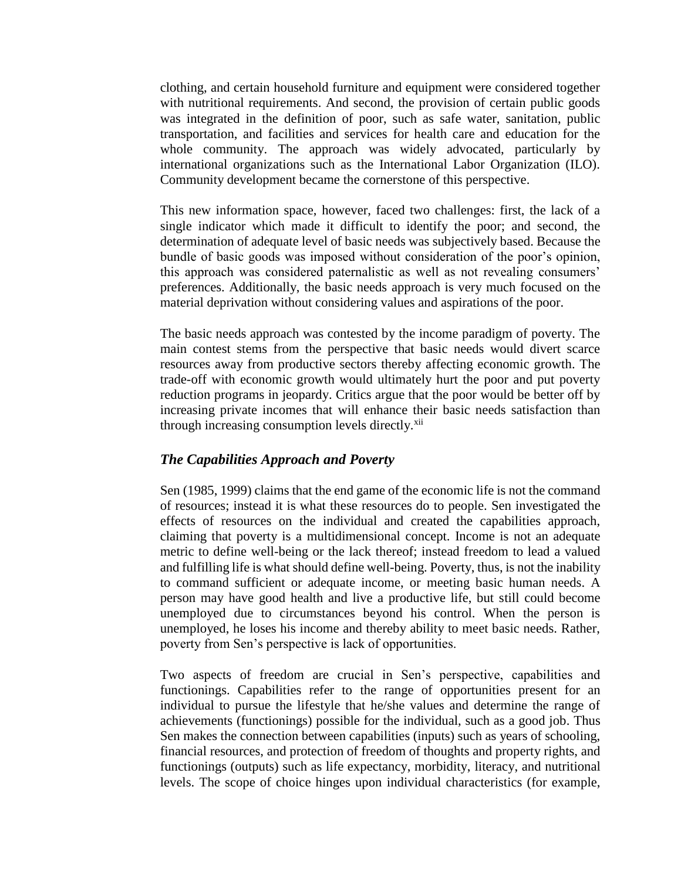clothing, and certain household furniture and equipment were considered together with nutritional requirements. And second, the provision of certain public goods was integrated in the definition of poor, such as safe water, sanitation, public transportation, and facilities and services for health care and education for the whole community. The approach was widely advocated, particularly by international organizations such as the International Labor Organization (ILO). Community development became the cornerstone of this perspective.

This new information space, however, faced two challenges: first, the lack of a single indicator which made it difficult to identify the poor; and second, the determination of adequate level of basic needs was subjectively based. Because the bundle of basic goods was imposed without consideration of the poor's opinion, this approach was considered paternalistic as well as not revealing consumers' preferences. Additionally, the basic needs approach is very much focused on the material deprivation without considering values and aspirations of the poor.

The basic needs approach was contested by the income paradigm of poverty. The main contest stems from the perspective that basic needs would divert scarce resources away from productive sectors thereby affecting economic growth. The trade-off with economic growth would ultimately hurt the poor and put poverty reduction programs in jeopardy. Critics argue that the poor would be better off by increasing private incomes that will enhance their basic needs satisfaction than through increasing consumption levels directly.[xii]

### *The Capabilities Approach and Poverty*

Sen (1985, 1999) claims that the end game of the economic life is not the command of resources; instead it is what these resources do to people. Sen investigated the effects of resources on the individual and created the capabilities approach, claiming that poverty is a multidimensional concept. Income is not an adequate metric to define well-being or the lack thereof; instead freedom to lead a valued and fulfilling life is what should define well-being. Poverty, thus, is not the inability to command sufficient or adequate income, or meeting basic human needs. A person may have good health and live a productive life, but still could become unemployed due to circumstances beyond his control. When the person is unemployed, he loses his income and thereby ability to meet basic needs. Rather, poverty from Sen's perspective is lack of opportunities.

Two aspects of freedom are crucial in Sen's perspective, capabilities and functionings. Capabilities refer to the range of opportunities present for an individual to pursue the lifestyle that he/she values and determine the range of achievements (functionings) possible for the individual, such as a good job. Thus Sen makes the connection between capabilities (inputs) such as years of schooling, financial resources, and protection of freedom of thoughts and property rights, and functionings (outputs) such as life expectancy, morbidity, literacy, and nutritional levels. The scope of choice hinges upon individual characteristics (for example,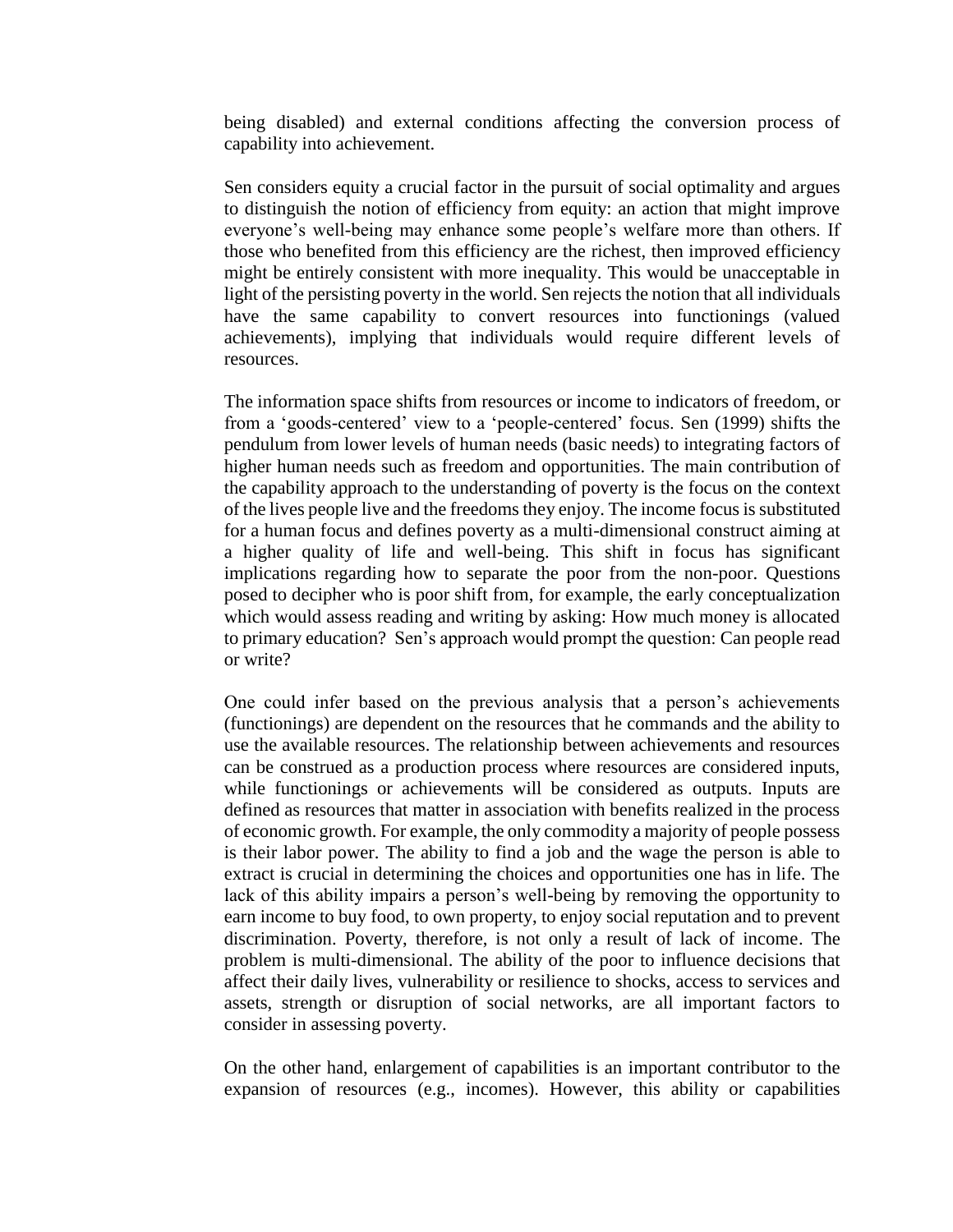being disabled) and external conditions affecting the conversion process of capability into achievement.

Sen considers equity a crucial factor in the pursuit of social optimality and argues to distinguish the notion of efficiency from equity: an action that might improve everyone's well-being may enhance some people's welfare more than others. If those who benefited from this efficiency are the richest, then improved efficiency might be entirely consistent with more inequality. This would be unacceptable in light of the persisting poverty in the world. Sen rejects the notion that all individuals have the same capability to convert resources into functionings (valued achievements), implying that individuals would require different levels of resources.

The information space shifts from resources or income to indicators of freedom, or from a 'goods-centered' view to a 'people-centered' focus. Sen (1999) shifts the pendulum from lower levels of human needs (basic needs) to integrating factors of higher human needs such as freedom and opportunities. The main contribution of the capability approach to the understanding of poverty is the focus on the context of the lives people live and the freedoms they enjoy. The income focus is substituted for a human focus and defines poverty as a multi-dimensional construct aiming at a higher quality of life and well-being. This shift in focus has significant implications regarding how to separate the poor from the non-poor. Questions posed to decipher who is poor shift from, for example, the early conceptualization which would assess reading and writing by asking: How much money is allocated to primary education? Sen's approach would prompt the question: Can people read or write?

One could infer based on the previous analysis that a person's achievements (functionings) are dependent on the resources that he commands and the ability to use the available resources. The relationship between achievements and resources can be construed as a production process where resources are considered inputs, while functionings or achievements will be considered as outputs. Inputs are defined as resources that matter in association with benefits realized in the process of economic growth. For example, the only commodity a majority of people possess is their labor power. The ability to find a job and the wage the person is able to extract is crucial in determining the choices and opportunities one has in life. The lack of this ability impairs a person's well-being by removing the opportunity to earn income to buy food, to own property, to enjoy social reputation and to prevent discrimination. Poverty, therefore, is not only a result of lack of income. The problem is multi-dimensional. The ability of the poor to influence decisions that affect their daily lives, vulnerability or resilience to shocks, access to services and assets, strength or disruption of social networks, are all important factors to consider in assessing poverty.

On the other hand, enlargement of capabilities is an important contributor to the expansion of resources (e.g., incomes). However, this ability or capabilities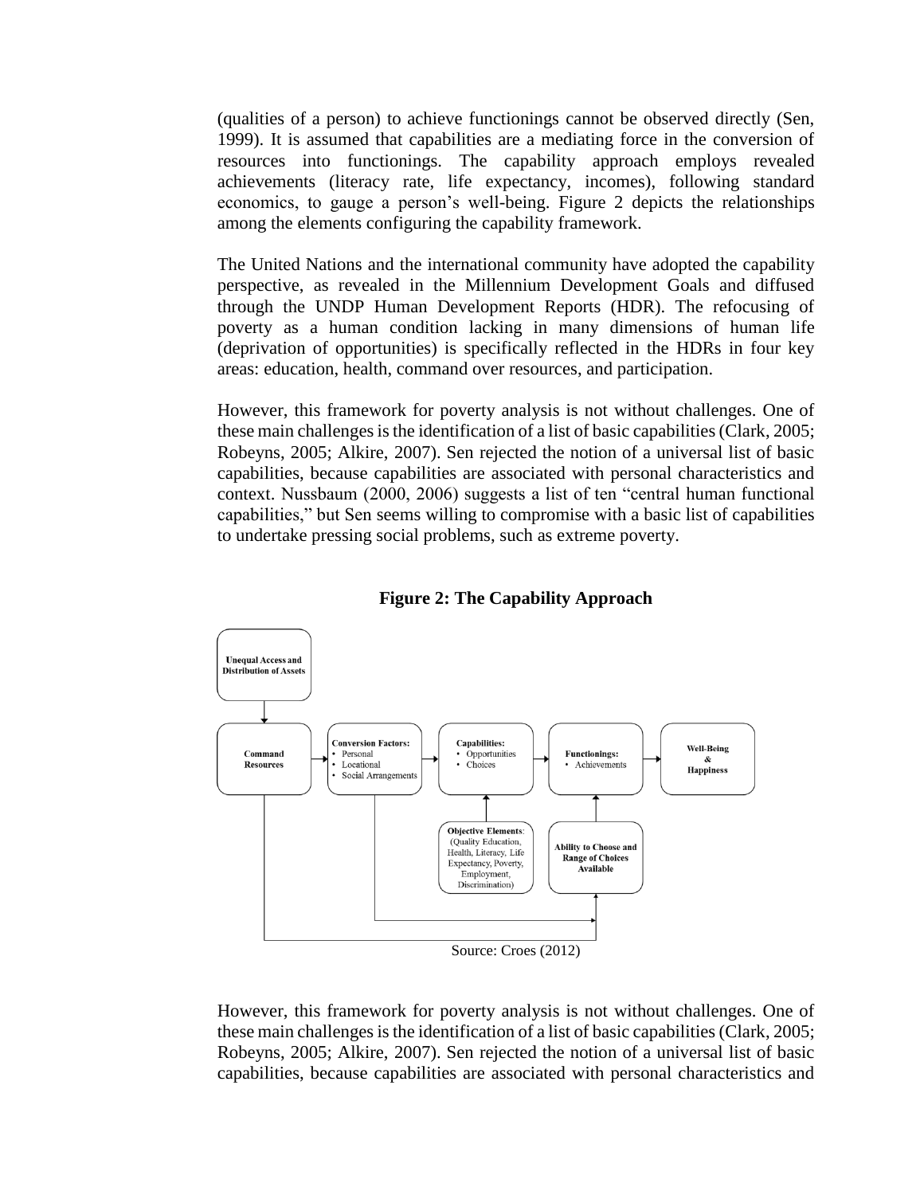(qualities of a person) to achieve functionings cannot be observed directly (Sen, 1999). It is assumed that capabilities are a mediating force in the conversion of resources into functionings. The capability approach employs revealed achievements (literacy rate, life expectancy, incomes), following standard economics, to gauge a person's well-being. Figure 2 depicts the relationships among the elements configuring the capability framework.

The United Nations and the international community have adopted the capability perspective, as revealed in the Millennium Development Goals and diffused through the UNDP Human Development Reports (HDR). The refocusing of poverty as a human condition lacking in many dimensions of human life (deprivation of opportunities) is specifically reflected in the HDRs in four key areas: education, health, command over resources, and participation.

However, this framework for poverty analysis is not without challenges. One of these main challenges is the identification of a list of basic capabilities (Clark, 2005; Robeyns, 2005; Alkire, 2007). Sen rejected the notion of a universal list of basic capabilities, because capabilities are associated with personal characteristics and context. Nussbaum (2000, 2006) suggests a list of ten "central human functional capabilities," but Sen seems willing to compromise with a basic list of capabilities to undertake pressing social problems, such as extreme poverty.

**Figure 2: The Capability Approach**

Source: Croes (2012)

However, this framework for poverty analysis is not without challenges. One of these main challenges is the identification of a list of basic capabilities (Clark, 2005; Robeyns, 2005; Alkire, 2007). Sen rejected the notion of a universal list of basic capabilities, because capabilities are associated with personal characteristics and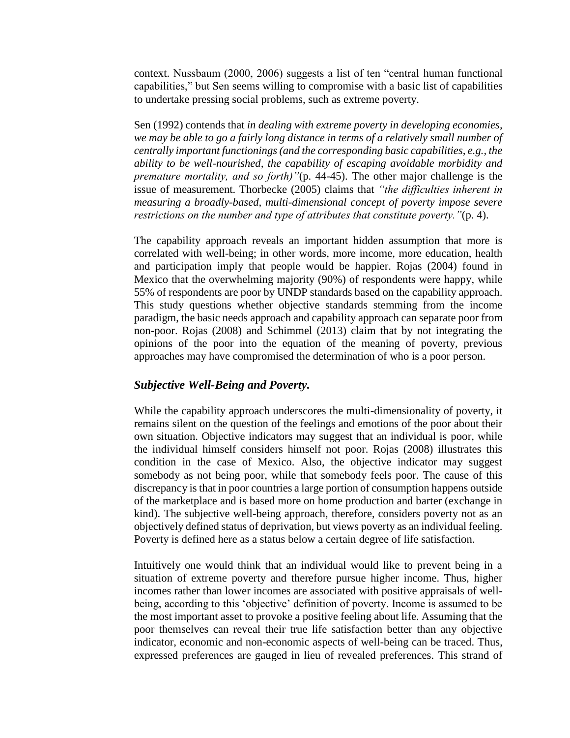context. Nussbaum (2000, 2006) suggests a list of ten "central human functional capabilities," but Sen seems willing to compromise with a basic list of capabilities to undertake pressing social problems, such as extreme poverty.

Sen (1992) contends that *in dealing with extreme poverty in developing economies, we may be able to go a fairly long distance in terms of a relatively small number of centrally important functionings (and the corresponding basic capabilities, e.g., the ability to be well-nourished, the capability of escaping avoidable morbidity and premature mortality, and so forth)"*(p. 44-45). The other major challenge is the issue of measurement. Thorbecke (2005) claims that *"the difficulties inherent in measuring a broadly-based, multi-dimensional concept of poverty impose severe restrictions on the number and type of attributes that constitute poverty."*(p. 4).

The capability approach reveals an important hidden assumption that more is correlated with well-being; in other words, more income, more education, health and participation imply that people would be happier. Rojas (2004) found in Mexico that the overwhelming majority (90%) of respondents were happy, while 55% of respondents are poor by UNDP standards based on the capability approach. This study questions whether objective standards stemming from the income paradigm, the basic needs approach and capability approach can separate poor from non-poor. Rojas (2008) and Schimmel (2013) claim that by not integrating the opinions of the poor into the equation of the meaning of poverty, previous approaches may have compromised the determination of who is a poor person.

### *Subjective Well-Being and Poverty.*

While the capability approach underscores the multi-dimensionality of poverty, it remains silent on the question of the feelings and emotions of the poor about their own situation. Objective indicators may suggest that an individual is poor, while the individual himself considers himself not poor. Rojas (2008) illustrates this condition in the case of Mexico. Also, the objective indicator may suggest somebody as not being poor, while that somebody feels poor. The cause of this discrepancy is that in poor countries a large portion of consumption happens outside of the marketplace and is based more on home production and barter (exchange in kind). The subjective well-being approach, therefore, considers poverty not as an objectively defined status of deprivation, but views poverty as an individual feeling. Poverty is defined here as a status below a certain degree of life satisfaction.

Intuitively one would think that an individual would like to prevent being in a situation of extreme poverty and therefore pursue higher income. Thus, higher incomes rather than lower incomes are associated with positive appraisals of well-being, according to this 'objective' definition of poverty. Income is assumed to be the most important asset to provoke a positive feeling about life. Assuming that the poor themselves can reveal their true life satisfaction better than any objective indicator, economic and non-economic aspects of well-being can be traced. Thus, expressed preferences are gauged in lieu of revealed preferences. This strand of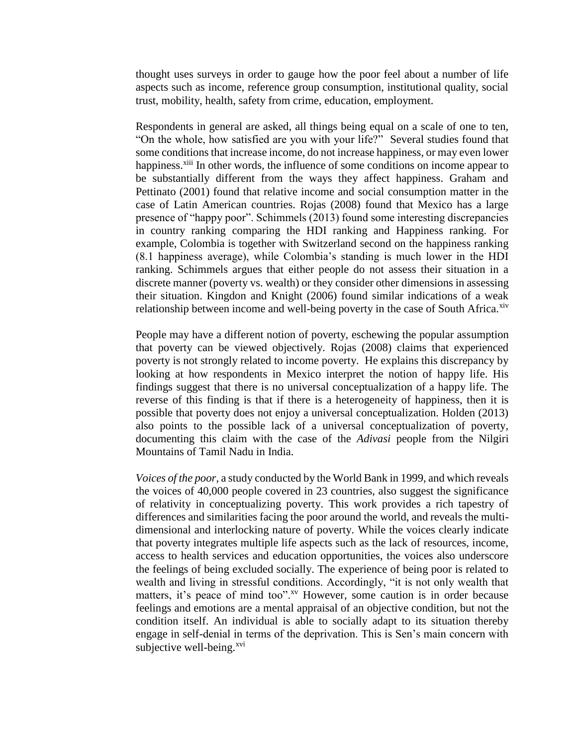thought uses surveys in order to gauge how the poor feel about a number of life aspects such as income, reference group consumption, institutional quality, social trust, mobility, health, safety from crime, education, employment.

Respondents in general are asked, all things being equal on a scale of one to ten, "On the whole, how satisfied are you with your life?" Several studies found that some conditions that increase income, do not increase happiness, or may even lower happiness.[xiii] In other words, the influence of some conditions on income appear to be substantially different from the ways they affect happiness. Graham and Pettinato (2001) found that relative income and social consumption matter in the case of Latin American countries. Rojas (2008) found that Mexico has a large presence of "happy poor". Schimmels (2013) found some interesting discrepancies in country ranking comparing the HDI ranking and Happiness ranking. For example, Colombia is together with Switzerland second on the happiness ranking (8.1 happiness average), while Colombia's standing is much lower in the HDI ranking. Schimmels argues that either people do not assess their situation in a discrete manner (poverty vs. wealth) or they consider other dimensions in assessing their situation. Kingdon and Knight (2006) found similar indications of a weak relationship between income and well-being poverty in the case of South Africa.[xiv]

People may have a different notion of poverty, eschewing the popular assumption that poverty can be viewed objectively. Rojas (2008) claims that experienced poverty is not strongly related to income poverty. He explains this discrepancy by looking at how respondents in Mexico interpret the notion of happy life. His findings suggest that there is no universal conceptualization of a happy life. The reverse of this finding is that if there is a heterogeneity of happiness, then it is possible that poverty does not enjoy a universal conceptualization. Holden (2013) also points to the possible lack of a universal conceptualization of poverty, documenting this claim with the case of the *Adivasi* people from the Nilgiri Mountains of Tamil Nadu in India.

*Voices of the poor,* a study conducted by the World Bank in 1999, and which reveals the voices of 40,000 people covered in 23 countries, also suggest the significance of relativity in conceptualizing poverty. This work provides a rich tapestry of differences and similarities facing the poor around the world, and reveals the multi-dimensional and interlocking nature of poverty. While the voices clearly indicate that poverty integrates multiple life aspects such as the lack of resources, income, access to health services and education opportunities, the voices also underscore the feelings of being excluded socially. The experience of being poor is related to wealth and living in stressful conditions. Accordingly, "it is not only wealth that matters, it's peace of mind too".[xv] However, some caution is in order because feelings and emotions are a mental appraisal of an objective condition, but not the condition itself. An individual is able to socially adapt to its situation thereby engage in self-denial in terms of the deprivation. This is Sen's main concern with subjective well-being.[xvi]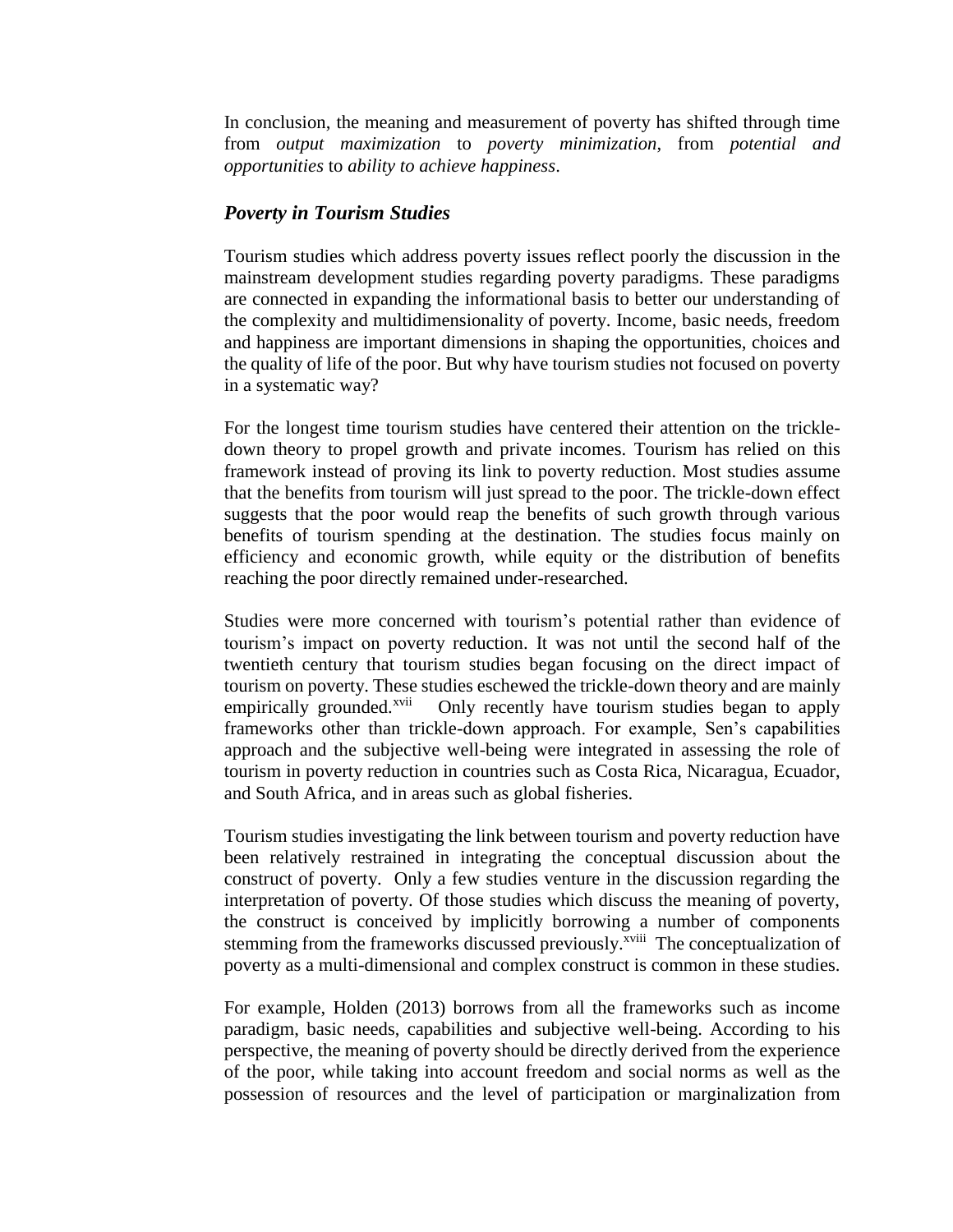In conclusion, the meaning and measurement of poverty has shifted through time from *output maximization* to *poverty minimization*, from *potential and opportunities* to *ability to achieve happiness*.

### *Poverty in Tourism Studies*

Tourism studies which address poverty issues reflect poorly the discussion in the mainstream development studies regarding poverty paradigms. These paradigms are connected in expanding the informational basis to better our understanding of the complexity and multidimensionality of poverty. Income, basic needs, freedom and happiness are important dimensions in shaping the opportunities, choices and the quality of life of the poor. But why have tourism studies not focused on poverty in a systematic way?

For the longest time tourism studies have centered their attention on the trickle-down theory to propel growth and private incomes. Tourism has relied on this framework instead of proving its link to poverty reduction. Most studies assume that the benefits from tourism will just spread to the poor. The trickle-down effect suggests that the poor would reap the benefits of such growth through various benefits of tourism spending at the destination. The studies focus mainly on efficiency and economic growth, while equity or the distribution of benefits reaching the poor directly remained under-researched.

Studies were more concerned with tourism's potential rather than evidence of tourism's impact on poverty reduction. It was not until the second half of the twentieth century that tourism studies began focusing on the direct impact of tourism on poverty. These studies eschewed the trickle-down theory and are mainly empirically grounded.[xvii] Only recently have tourism studies began to apply frameworks other than trickle-down approach. For example, Sen's capabilities approach and the subjective well-being were integrated in assessing the role of tourism in poverty reduction in countries such as Costa Rica, Nicaragua, Ecuador, and South Africa, and in areas such as global fisheries.

Tourism studies investigating the link between tourism and poverty reduction have been relatively restrained in integrating the conceptual discussion about the construct of poverty. Only a few studies venture in the discussion regarding the interpretation of poverty. Of those studies which discuss the meaning of poverty, the construct is conceived by implicitly borrowing a number of components stemming from the frameworks discussed previously.[xviii] The conceptualization of poverty as a multi-dimensional and complex construct is common in these studies.

For example, Holden (2013) borrows from all the frameworks such as income paradigm, basic needs, capabilities and subjective well-being. According to his perspective, the meaning of poverty should be directly derived from the experience of the poor, while taking into account freedom and social norms as well as the possession of resources and the level of participation or marginalization from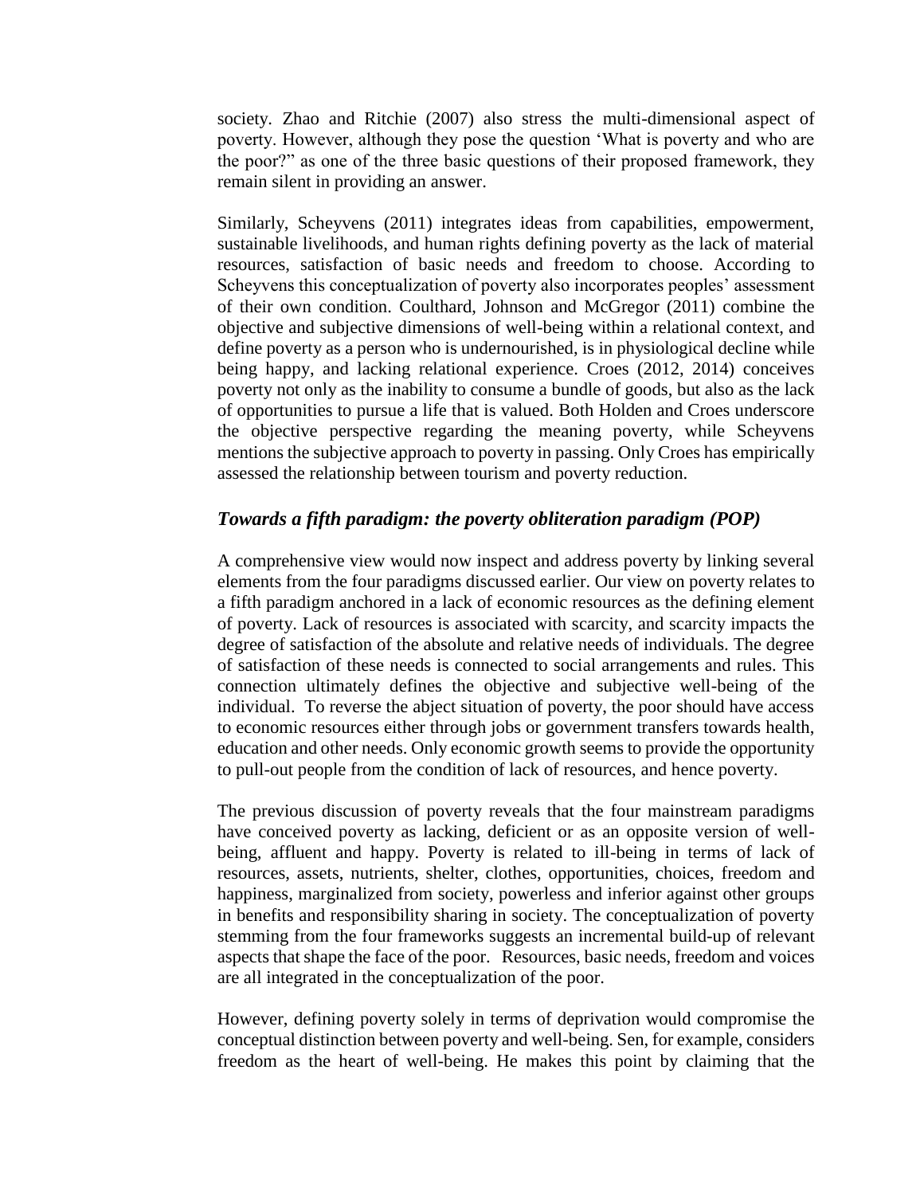society. Zhao and Ritchie (2007) also stress the multi-dimensional aspect of poverty. However, although they pose the question 'What is poverty and who are the poor?" as one of the three basic questions of their proposed framework, they remain silent in providing an answer.

Similarly, Scheyvens (2011) integrates ideas from capabilities, empowerment, sustainable livelihoods, and human rights defining poverty as the lack of material resources, satisfaction of basic needs and freedom to choose. According to Scheyvens this conceptualization of poverty also incorporates peoples' assessment of their own condition. Coulthard, Johnson and McGregor (2011) combine the objective and subjective dimensions of well-being within a relational context, and define poverty as a person who is undernourished, is in physiological decline while being happy, and lacking relational experience. Croes (2012, 2014) conceives poverty not only as the inability to consume a bundle of goods, but also as the lack of opportunities to pursue a life that is valued. Both Holden and Croes underscore the objective perspective regarding the meaning poverty, while Scheyvens mentions the subjective approach to poverty in passing. Only Croes has empirically assessed the relationship between tourism and poverty reduction.

### *Towards a fifth paradigm: the poverty obliteration paradigm (POP)*

A comprehensive view would now inspect and address poverty by linking several elements from the four paradigms discussed earlier. Our view on poverty relates to a fifth paradigm anchored in a lack of economic resources as the defining element of poverty. Lack of resources is associated with scarcity, and scarcity impacts the degree of satisfaction of the absolute and relative needs of individuals. The degree of satisfaction of these needs is connected to social arrangements and rules. This connection ultimately defines the objective and subjective well-being of the individual. To reverse the abject situation of poverty, the poor should have access to economic resources either through jobs or government transfers towards health, education and other needs. Only economic growth seems to provide the opportunity to pull-out people from the condition of lack of resources, and hence poverty.

The previous discussion of poverty reveals that the four mainstream paradigms have conceived poverty as lacking, deficient or as an opposite version of well-being, affluent and happy. Poverty is related to ill-being in terms of lack of resources, assets, nutrients, shelter, clothes, opportunities, choices, freedom and happiness, marginalized from society, powerless and inferior against other groups in benefits and responsibility sharing in society. The conceptualization of poverty stemming from the four frameworks suggests an incremental build-up of relevant aspects that shape the face of the poor. Resources, basic needs, freedom and voices are all integrated in the conceptualization of the poor.

However, defining poverty solely in terms of deprivation would compromise the conceptual distinction between poverty and well-being. Sen, for example, considers freedom as the heart of well-being. He makes this point by claiming that the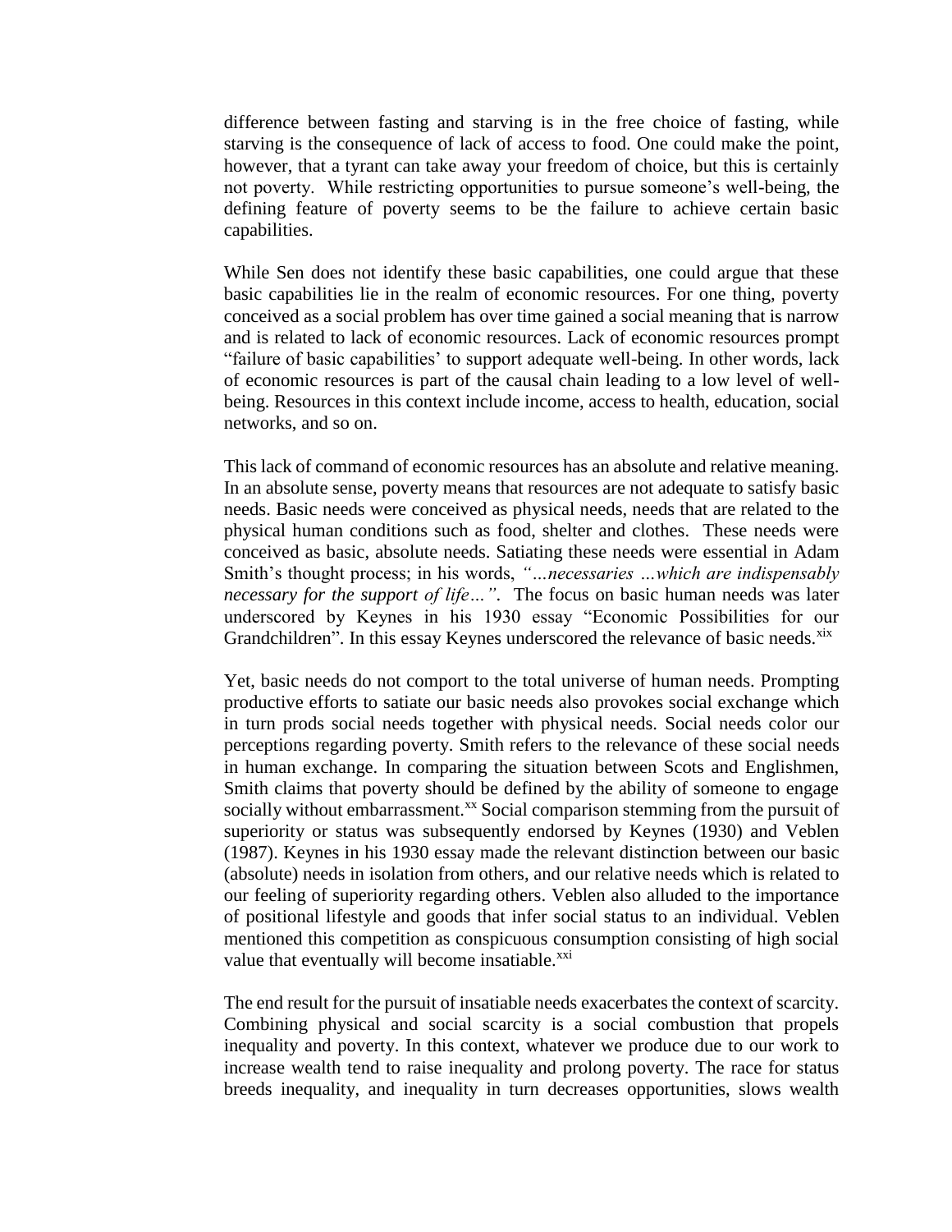difference between fasting and starving is in the free choice of fasting, while starving is the consequence of lack of access to food. One could make the point, however, that a tyrant can take away your freedom of choice, but this is certainly not poverty. While restricting opportunities to pursue someone's well-being, the defining feature of poverty seems to be the failure to achieve certain basic capabilities.

While Sen does not identify these basic capabilities, one could argue that these basic capabilities lie in the realm of economic resources. For one thing, poverty conceived as a social problem has over time gained a social meaning that is narrow and is related to lack of economic resources. Lack of economic resources prompt "failure of basic capabilities' to support adequate well-being. In other words, lack of economic resources is part of the causal chain leading to a low level of well-being. Resources in this context include income, access to health, education, social networks, and so on.

This lack of command of economic resources has an absolute and relative meaning. In an absolute sense, poverty means that resources are not adequate to satisfy basic needs. Basic needs were conceived as physical needs, needs that are related to the physical human conditions such as food, shelter and clothes. These needs were conceived as basic, absolute needs. Satiating these needs were essential in Adam Smith's thought process; in his words, *"…necessaries …which are indispensably necessary for the support of life…"*. The focus on basic human needs was later underscored by Keynes in his 1930 essay "Economic Possibilities for our Grandchildren". In this essay Keynes underscored the relevance of basic needs.[xix]

Yet, basic needs do not comport to the total universe of human needs. Prompting productive efforts to satiate our basic needs also provokes social exchange which in turn prods social needs together with physical needs. Social needs color our perceptions regarding poverty. Smith refers to the relevance of these social needs in human exchange. In comparing the situation between Scots and Englishmen, Smith claims that poverty should be defined by the ability of someone to engage socially without embarrassment.[xx] Social comparison stemming from the pursuit of superiority or status was subsequently endorsed by Keynes (1930) and Veblen (1987). Keynes in his 1930 essay made the relevant distinction between our basic (absolute) needs in isolation from others, and our relative needs which is related to our feeling of superiority regarding others. Veblen also alluded to the importance of positional lifestyle and goods that infer social status to an individual. Veblen mentioned this competition as conspicuous consumption consisting of high social value that eventually will become insatiable.[xxi]

The end result for the pursuit of insatiable needs exacerbates the context of scarcity. Combining physical and social scarcity is a social combustion that propels inequality and poverty. In this context, whatever we produce due to our work to increase wealth tend to raise inequality and prolong poverty. The race for status breeds inequality, and inequality in turn decreases opportunities, slows wealth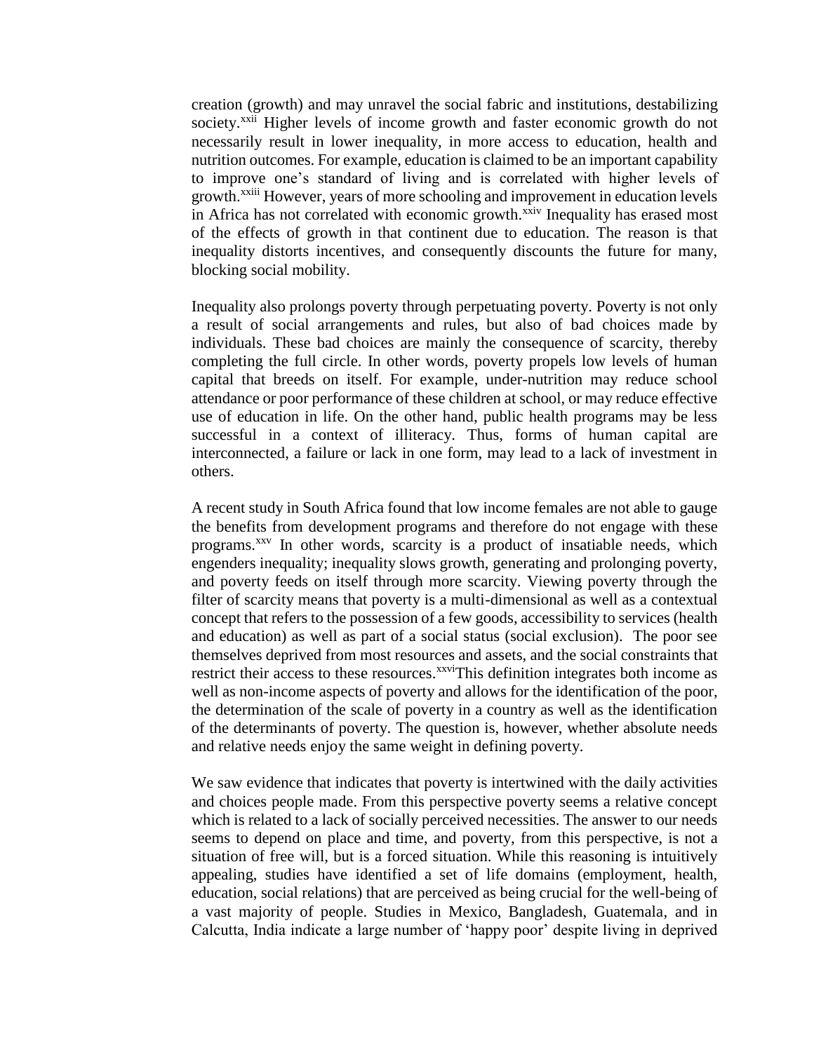creation (growth) and may unravel the social fabric and institutions, destabilizing society.[xxii] Higher levels of income growth and faster economic growth do not necessarily result in lower inequality, in more access to education, health and nutrition outcomes. For example, education is claimed to be an important capability to improve one's standard of living and is correlated with higher levels of growth.[xxiii] However, years of more schooling and improvement in education levels in Africa has not correlated with economic growth.[xxiv] Inequality has erased most of the effects of growth in that continent due to education. The reason is that inequality distorts incentives, and consequently discounts the future for many, blocking social mobility.

Inequality also prolongs poverty through perpetuating poverty. Poverty is not only a result of social arrangements and rules, but also of bad choices made by individuals. These bad choices are mainly the consequence of scarcity, thereby completing the full circle. In other words, poverty propels low levels of human capital that breeds on itself. For example, under-nutrition may reduce school attendance or poor performance of these children at school, or may reduce effective use of education in life. On the other hand, public health programs may be less successful in a context of illiteracy. Thus, forms of human capital are interconnected, a failure or lack in one form, may lead to a lack of investment in others.

A recent study in South Africa found that low income females are not able to gauge the benefits from development programs and therefore do not engage with these programs.[xxv] In other words, scarcity is a product of insatiable needs, which engenders inequality; inequality slows growth, generating and prolonging poverty, and poverty feeds on itself through more scarcity. Viewing poverty through the filter of scarcity means that poverty is a multi-dimensional as well as a contextual concept that refers to the possession of a few goods, accessibility to services (health and education) as well as part of a social status (social exclusion). The poor see themselves deprived from most resources and assets, and the social constraints that restrict their access to these resources.[xxvi]This definition integrates both income as well as non-income aspects of poverty and allows for the identification of the poor, the determination of the scale of poverty in a country as well as the identification of the determinants of poverty. The question is, however, whether absolute needs and relative needs enjoy the same weight in defining poverty.

We saw evidence that indicates that poverty is intertwined with the daily activities and choices people made. From this perspective poverty seems a relative concept which is related to a lack of socially perceived necessities. The answer to our needs seems to depend on place and time, and poverty, from this perspective, is not a situation of free will, but is a forced situation. While this reasoning is intuitively appealing, studies have identified a set of life domains (employment, health, education, social relations) that are perceived as being crucial for the well-being of a vast majority of people. Studies in Mexico, Bangladesh, Guatemala, and in Calcutta, India indicate a large number of 'happy poor' despite living in deprived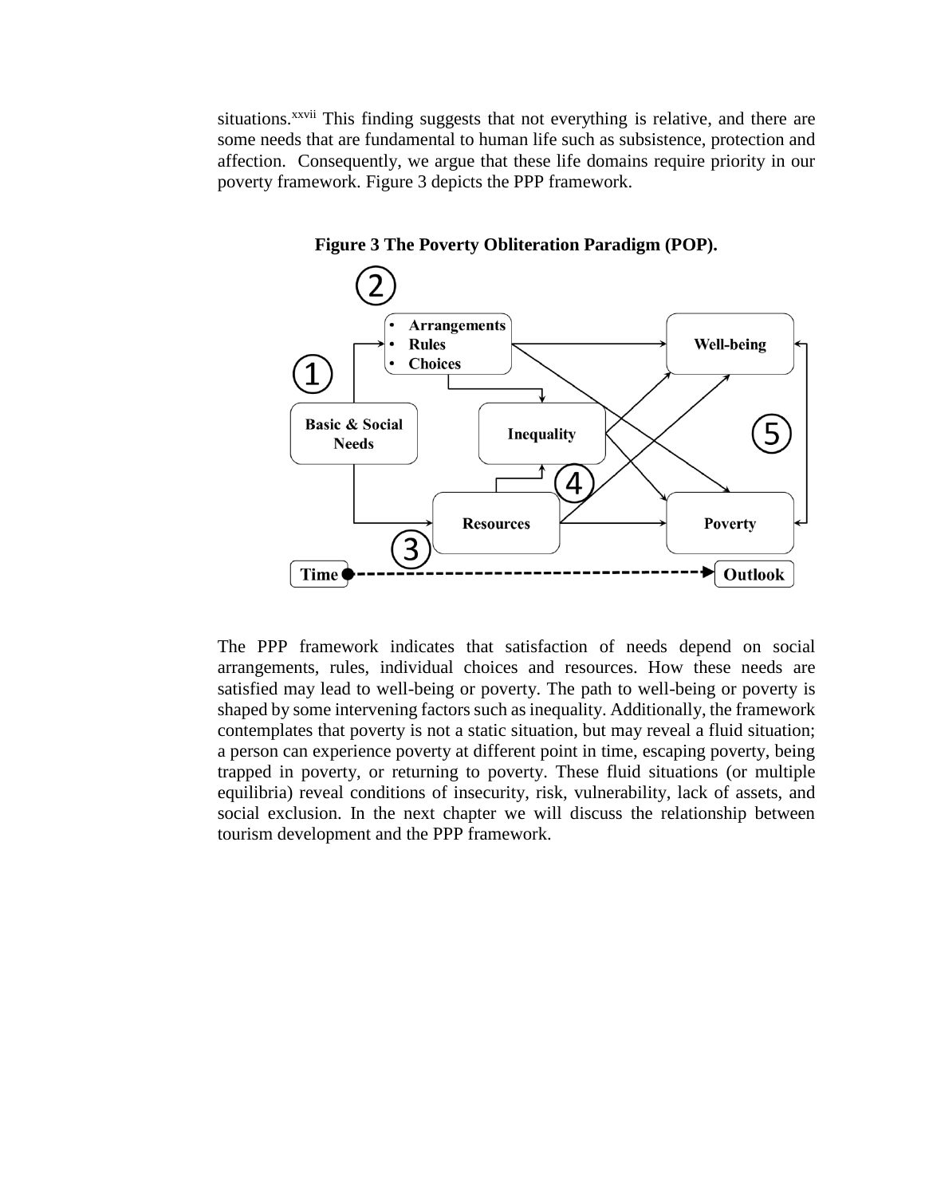situations.[xxvii] This finding suggests that not everything is relative, and there are some needs that are fundamental to human life such as subsistence, protection and affection. Consequently, we argue that these life domains require priority in our poverty framework. Figure 3 depicts the PPP framework.

**Figure 3 The Poverty Obliteration Paradigm (POP).**

The PPP framework indicates that satisfaction of needs depend on social arrangements, rules, individual choices and resources. How these needs are satisfied may lead to well-being or poverty. The path to well-being or poverty is shaped by some intervening factors such as inequality. Additionally, the framework contemplates that poverty is not a static situation, but may reveal a fluid situation; a person can experience poverty at different point in time, escaping poverty, being trapped in poverty, or returning to poverty. These fluid situations (or multiple equilibria) reveal conditions of insecurity, risk, vulnerability, lack of assets, and social exclusion. In the next chapter we will discuss the relationship between tourism development and the PPP framework.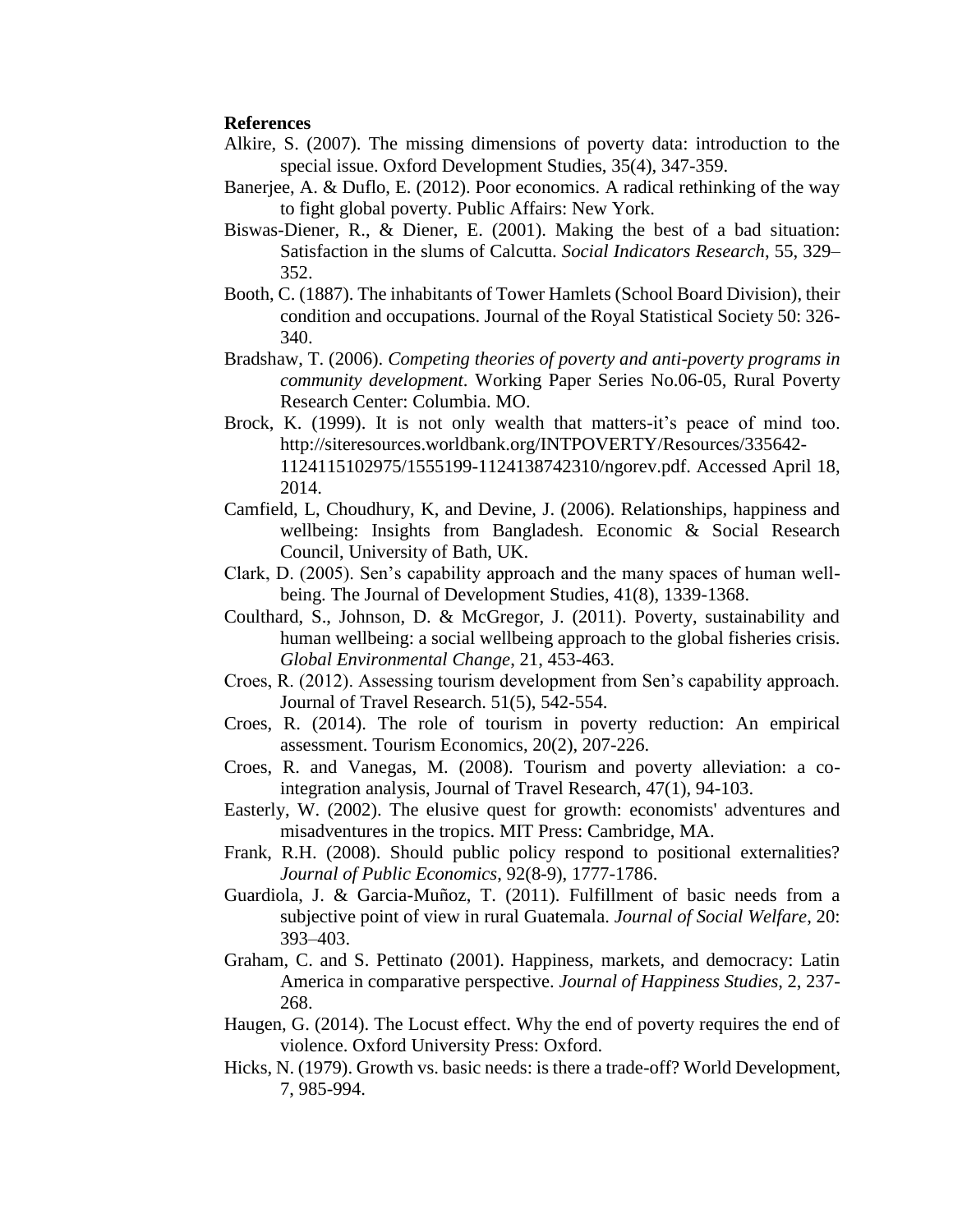**References**

Alkire, S. (2007). The missing dimensions of poverty data: introduction to the special issue. Oxford Development Studies, 35(4), 347-359.

Banerjee, A. & Duflo, E. (2012). Poor economics. A radical rethinking of the way to fight global poverty. Public Affairs: New York.

Biswas-Diener, R., & Diener, E. (2001). Making the best of a bad situation: Satisfaction in the slums of Calcutta. *Social Indicators Research*, 55, 329–352.

Booth, C. (1887). The inhabitants of Tower Hamlets (School Board Division), their condition and occupations. Journal of the Royal Statistical Society 50: 326-340.

Bradshaw, T. (2006). *Competing theories of poverty and anti-poverty programs in community development*. Working Paper Series No.06-05, Rural Poverty Research Center: Columbia. MO.

Brock, K. (1999). It is not only wealth that matters-it's peace of mind too. http://siteresources.worldbank.org/INTPOVERTY/Resources/335642-1124115102975/1555199-1124138742310/ngorev.pdf. Accessed April 18, 2014.

Camfield, L, Choudhury, K, and Devine, J. (2006). Relationships, happiness and wellbeing: Insights from Bangladesh. Economic & Social Research Council, University of Bath, UK.

Clark, D. (2005). Sen's capability approach and the many spaces of human well-being. The Journal of Development Studies, 41(8), 1339-1368.

Coulthard, S., Johnson, D. & McGregor, J. (2011). Poverty, sustainability and human wellbeing: a social wellbeing approach to the global fisheries crisis. *Global Environmental Change*, 21, 453-463.

Croes, R. (2012). Assessing tourism development from Sen's capability approach. Journal of Travel Research. 51(5), 542-554.

Croes, R. (2014). The role of tourism in poverty reduction: An empirical assessment. Tourism Economics, 20(2), 207-226.

Croes, R. and Vanegas, M. (2008). Tourism and poverty alleviation: a co-integration analysis, Journal of Travel Research, 47(1), 94-103.

Easterly, W. (2002). The elusive quest for growth: economists' adventures and misadventures in the tropics. MIT Press: Cambridge, MA.

Frank, R.H. (2008). Should public policy respond to positional externalities? *Journal of Public Economics*, 92(8-9), 1777-1786.

Guardiola, J. & Garcia-Muñoz, T. (2011). Fulfillment of basic needs from a subjective point of view in rural Guatemala. *Journal of Social Welfare*, 20: 393–403.

Graham, C. and S. Pettinato (2001). Happiness, markets, and democracy: Latin America in comparative perspective. *Journal of Happiness Studies*, 2, 237-268.

Haugen, G. (2014). The Locust effect. Why the end of poverty requires the end of violence. Oxford University Press: Oxford.

Hicks, N. (1979). Growth vs. basic needs: is there a trade-off? World Development, 7, 985-994.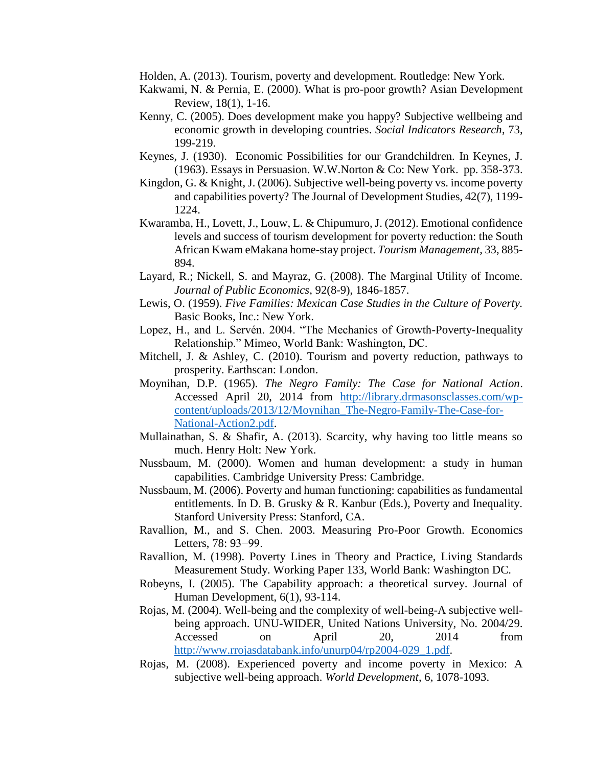Holden, A. (2013). Tourism, poverty and development. Routledge: New York.

Kakwami, N. & Pernia, E. (2000). What is pro-poor growth? Asian Development Review, 18(1), 1-16.

Kenny, C. (2005). Does development make you happy? Subjective wellbeing and economic growth in developing countries. *Social Indicators Research*, 73, 199-219.

Keynes, J. (1930). Economic Possibilities for our Grandchildren. In Keynes, J. (1963). Essays in Persuasion. W.W.Norton & Co: New York. pp. 358-373.

Kingdon, G. & Knight, J. (2006). Subjective well-being poverty vs. income poverty and capabilities poverty? The Journal of Development Studies, 42(7), 1199-1224.

Kwaramba, H., Lovett, J., Louw, L. & Chipumuro, J. (2012). Emotional confidence levels and success of tourism development for poverty reduction: the South African Kwam eMakana home-stay project. *Tourism Management*, 33, 885-894.

Layard, R.; Nickell, S. and Mayraz, G. (2008). The Marginal Utility of Income. *Journal of Public Economics*, 92(8-9), 1846-1857.

Lewis, O. (1959). *Five Families: Mexican Case Studies in the Culture of Poverty.* Basic Books, Inc.: New York.

Lopez, H., and L. Servén. 2004. "The Mechanics of Growth-Poverty-Inequality Relationship." Mimeo, World Bank: Washington, DC.

Mitchell, J. & Ashley, C. (2010). Tourism and poverty reduction, pathways to prosperity. Earthscan: London.

Moynihan, D.P. (1965). *The Negro Family: The Case for National Action*. Accessed April 20, 2014 from http://library.drmasonsclasses.com/wp-content/uploads/2013/12/Moynihan_The-Negro-Family-The-Case-for-National-Action2.pdf.

Mullainathan, S. & Shafir, A. (2013). Scarcity, why having too little means so much. Henry Holt: New York.

Nussbaum, M. (2000). Women and human development: a study in human capabilities. Cambridge University Press: Cambridge.

Nussbaum, M. (2006). Poverty and human functioning: capabilities as fundamental entitlements. In D. B. Grusky & R. Kanbur (Eds.), Poverty and Inequality. Stanford University Press: Stanford, CA.

Ravallion, M., and S. Chen. 2003. Measuring Pro-Poor Growth. Economics Letters, 78: 93−99.

Ravallion, M. (1998). Poverty Lines in Theory and Practice, Living Standards Measurement Study. Working Paper 133, World Bank: Washington DC.

Robeyns, I. (2005). The Capability approach: a theoretical survey. Journal of Human Development, 6(1), 93-114.

Rojas, M. (2004). Well-being and the complexity of well-being-A subjective well-being approach. UNU-WIDER, United Nations University, No. 2004/29. Accessed on April 20, 2014 from http://www.rrojasdatabank.info/unurp04/rp2004-029_1.pdf.

Rojas, M. (2008). Experienced poverty and income poverty in Mexico: A subjective well-being approach. *World Development*, 6, 1078-1093.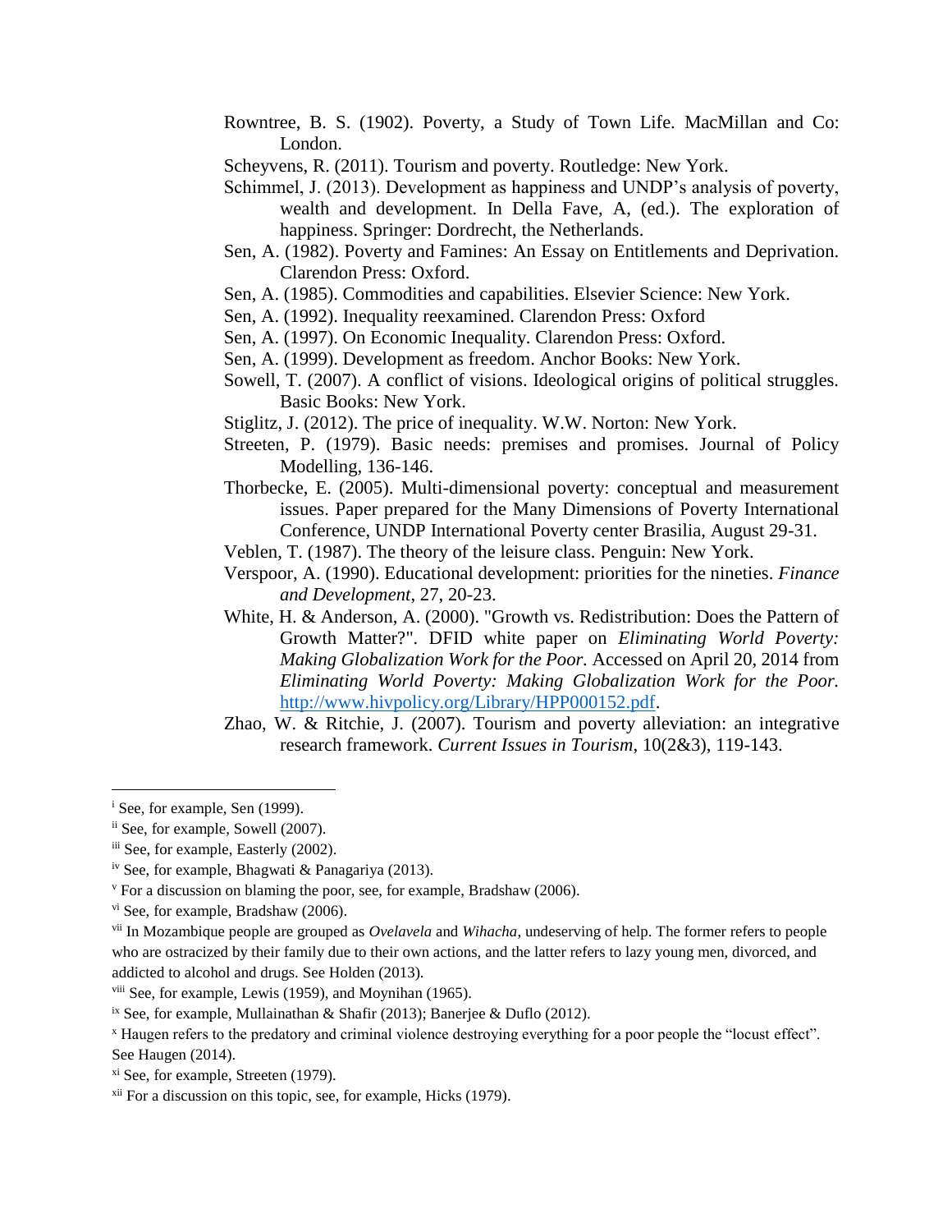Rowntree, B. S. (1902). Poverty, a Study of Town Life. MacMillan and Co: London.

Scheyvens, R. (2011). Tourism and poverty. Routledge: New York.

Schimmel, J. (2013). Development as happiness and UNDP's analysis of poverty, wealth and development. In Della Fave, A, (ed.). The exploration of happiness. Springer: Dordrecht, the Netherlands.

Sen, A. (1982). Poverty and Famines: An Essay on Entitlements and Deprivation. Clarendon Press: Oxford.

Sen, A. (1985). Commodities and capabilities. Elsevier Science: New York.

Sen, A. (1992). Inequality reexamined. Clarendon Press: Oxford

Sen, A. (1997). On Economic Inequality. Clarendon Press: Oxford.

Sen, A. (1999). Development as freedom. Anchor Books: New York.

Sowell, T. (2007). A conflict of visions. Ideological origins of political struggles. Basic Books: New York.

Stiglitz, J. (2012). The price of inequality. W.W. Norton: New York.

Streeten, P. (1979). Basic needs: premises and promises. Journal of Policy Modelling, 136-146.

Thorbecke, E. (2005). Multi-dimensional poverty: conceptual and measurement issues. Paper prepared for the Many Dimensions of Poverty International Conference, UNDP International Poverty center Brasilia, August 29-31.

Veblen, T. (1987). The theory of the leisure class. Penguin: New York.

Verspoor, A. (1990). Educational development: priorities for the nineties. *Finance and Development*, 27, 20-23.

White, H. & Anderson, A. (2000). "Growth vs. Redistribution: Does the Pattern of Growth Matter?". DFID white paper on *Eliminating World Poverty: Making Globalization Work for the Poor*. Accessed on April 20, 2014 from *Eliminating World Poverty: Making Globalization Work for the Poor*. http://www.hivpolicy.org/Library/HPP000152.pdf.

Zhao, W. & Ritchie, J. (2007). Tourism and poverty alleviation: an integrative research framework. *Current Issues in Tourism*, 10(2&3), 119-143.

---

[i] See, for example, Sen (1999).

[ii] See, for example, Sowell (2007).

[iii] See, for example, Easterly (2002).

[iv] See, for example, Bhagwati & Panagariya (2013).

[v] For a discussion on blaming the poor, see, for example, Bradshaw (2006).

[vi] See, for example, Bradshaw (2006).

[vii] In Mozambique people are grouped as *Ovelavela* and *Wihacha*, undeserving of help. The former refers to people who are ostracized by their family due to their own actions, and the latter refers to lazy young men, divorced, and addicted to alcohol and drugs. See Holden (2013).

[viii] See, for example, Lewis (1959), and Moynihan (1965).

[ix] See, for example, Mullainathan & Shafir (2013); Banerjee & Duflo (2012).

[x] Haugen refers to the predatory and criminal violence destroying everything for a poor people the "locust effect". See Haugen (2014).

[xi] See, for example, Streeten (1979).

[xii] For a discussion on this topic, see, for example, Hicks (1979).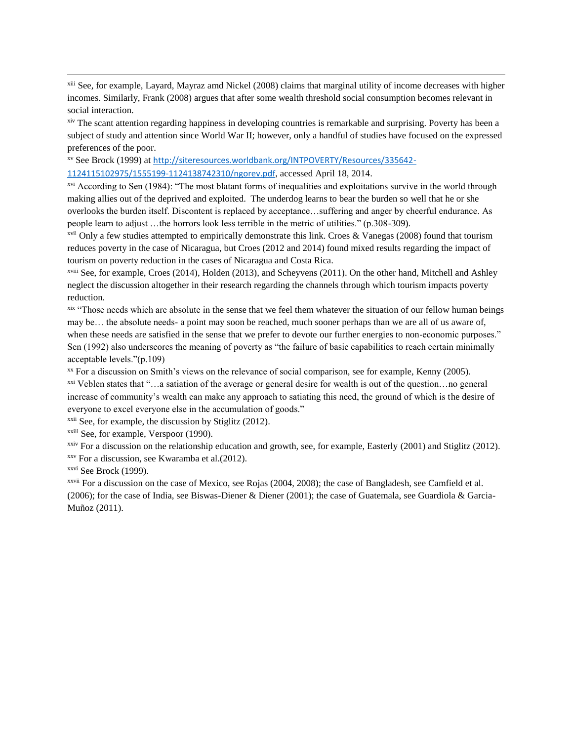[xiii] See, for example, Layard, Mayraz amd Nickel (2008) claims that marginal utility of income decreases with higher incomes. Similarly, Frank (2008) argues that after some wealth threshold social consumption becomes relevant in social interaction.

[xiv] The scant attention regarding happiness in developing countries is remarkable and surprising. Poverty has been a subject of study and attention since World War II; however, only a handful of studies have focused on the expressed preferences of the poor.

[xv] See Brock (1999) at http://siteresources.worldbank.org/INTPOVERTY/Resources/335642-1124115102975/1555199-1124138742310/ngorev.pdf, accessed April 18, 2014.

[xvi] According to Sen (1984): "The most blatant forms of inequalities and exploitations survive in the world through making allies out of the deprived and exploited. The underdog learns to bear the burden so well that he or she overlooks the burden itself. Discontent is replaced by acceptance…suffering and anger by cheerful endurance. As people learn to adjust …the horrors look less terrible in the metric of utilities." (p.308-309).

[xvii] Only a few studies attempted to empirically demonstrate this link. Croes & Vanegas (2008) found that tourism reduces poverty in the case of Nicaragua, but Croes (2012 and 2014) found mixed results regarding the impact of tourism on poverty reduction in the cases of Nicaragua and Costa Rica.

[xviii] See, for example, Croes (2014), Holden (2013), and Scheyvens (2011). On the other hand, Mitchell and Ashley neglect the discussion altogether in their research regarding the channels through which tourism impacts poverty reduction.

[xix] "Those needs which are absolute in the sense that we feel them whatever the situation of our fellow human beings may be… the absolute needs- a point may soon be reached, much sooner perhaps than we are all of us aware of, when these needs are satisfied in the sense that we prefer to devote our further energies to non-economic purposes." Sen (1992) also underscores the meaning of poverty as "the failure of basic capabilities to reach certain minimally acceptable levels."(p.109)

[xx] For a discussion on Smith's views on the relevance of social comparison, see for example, Kenny (2005).

[xxi] Veblen states that "…a satiation of the average or general desire for wealth is out of the question…no general increase of community's wealth can make any approach to satiating this need, the ground of which is the desire of everyone to excel everyone else in the accumulation of goods."

[xxii] See, for example, the discussion by Stiglitz (2012).

[xxiii] See, for example, Verspoor (1990).

[xxiv] For a discussion on the relationship education and growth, see, for example, Easterly (2001) and Stiglitz (2012).

[xxv] For a discussion, see Kwaramba et al.(2012).

[xxvi] See Brock (1999).

[xxvii] For a discussion on the case of Mexico, see Rojas (2004, 2008); the case of Bangladesh, see Camfield et al. (2006); for the case of India, see Biswas-Diener & Diener (2001); the case of Guatemala, see Guardiola & Garcia-Muñoz (2011).